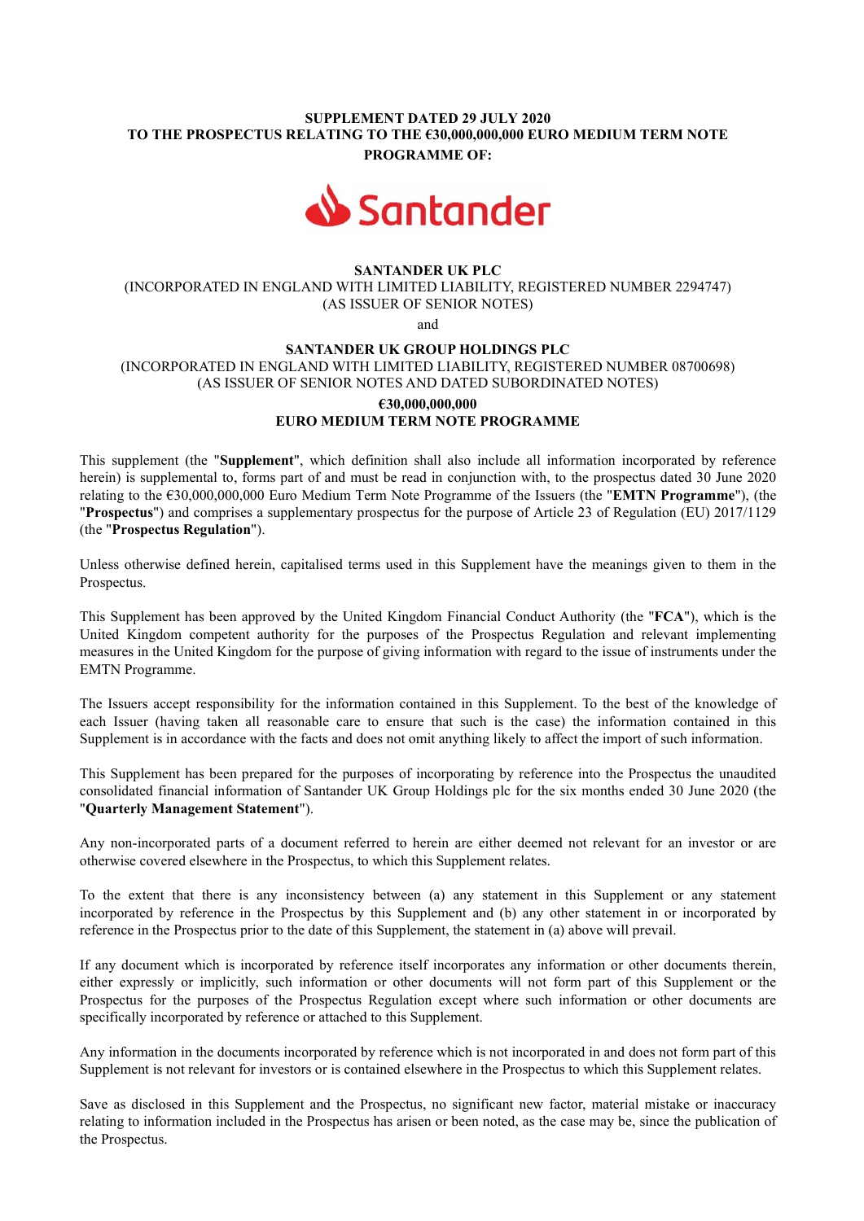**SUPPLEMENT DATED 29 JULY 2020**
**TO THE PROSPECTUS RELATING TO THE €30,000,000,000 EURO MEDIUM TERM NOTE PROGRAMME OF:**

Santander

**SANTANDER UK PLC**
(INCORPORATED IN ENGLAND WITH LIMITED LIABILITY, REGISTERED NUMBER 2294747)
(AS ISSUER OF SENIOR NOTES)

and

**SANTANDER UK GROUP HOLDINGS PLC**
(INCORPORATED IN ENGLAND WITH LIMITED LIABILITY, REGISTERED NUMBER 08700698)
(AS ISSUER OF SENIOR NOTES AND DATED SUBORDINATED NOTES)

**€30,000,000,000**
**EURO MEDIUM TERM NOTE PROGRAMME**

This supplement (the "**Supplement**", which definition shall also include all information incorporated by reference herein) is supplemental to, forms part of and must be read in conjunction with, to the prospectus dated 30 June 2020 relating to the €30,000,000,000 Euro Medium Term Note Programme of the Issuers (the "**EMTN Programme**"), (the "**Prospectus**") and comprises a supplementary prospectus for the purpose of Article 23 of Regulation (EU) 2017/1129 (the "**Prospectus Regulation**").

Unless otherwise defined herein, capitalised terms used in this Supplement have the meanings given to them in the Prospectus.

This Supplement has been approved by the United Kingdom Financial Conduct Authority (the "**FCA**"), which is the United Kingdom competent authority for the purposes of the Prospectus Regulation and relevant implementing measures in the United Kingdom for the purpose of giving information with regard to the issue of instruments under the EMTN Programme.

The Issuers accept responsibility for the information contained in this Supplement. To the best of the knowledge of each Issuer (having taken all reasonable care to ensure that such is the case) the information contained in this Supplement is in accordance with the facts and does not omit anything likely to affect the import of such information.

This Supplement has been prepared for the purposes of incorporating by reference into the Prospectus the unaudited consolidated financial information of Santander UK Group Holdings plc for the six months ended 30 June 2020 (the "**Quarterly Management Statement**").

Any non-incorporated parts of a document referred to herein are either deemed not relevant for an investor or are otherwise covered elsewhere in the Prospectus, to which this Supplement relates.

To the extent that there is any inconsistency between (a) any statement in this Supplement or any statement incorporated by reference in the Prospectus by this Supplement and (b) any other statement in or incorporated by reference in the Prospectus prior to the date of this Supplement, the statement in (a) above will prevail.

If any document which is incorporated by reference itself incorporates any information or other documents therein, either expressly or implicitly, such information or other documents will not form part of this Supplement or the Prospectus for the purposes of the Prospectus Regulation except where such information or other documents are specifically incorporated by reference or attached to this Supplement.

Any information in the documents incorporated by reference which is not incorporated in and does not form part of this Supplement is not relevant for investors or is contained elsewhere in the Prospectus to which this Supplement relates.

Save as disclosed in this Supplement and the Prospectus, no significant new factor, material mistake or inaccuracy relating to information included in the Prospectus has arisen or been noted, as the case may be, since the publication of the Prospectus.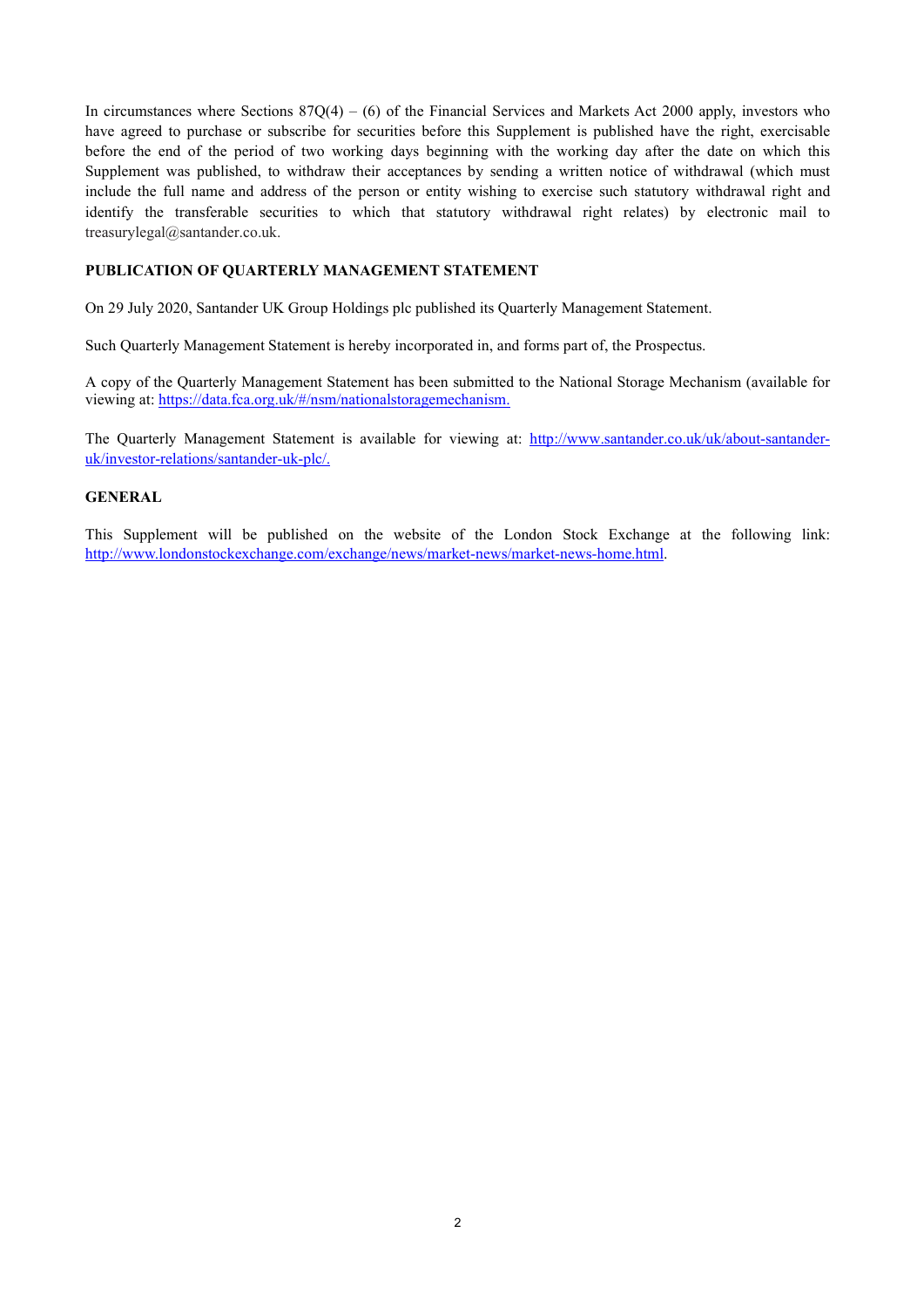In circumstances where Sections 87Q(4) – (6) of the Financial Services and Markets Act 2000 apply, investors who have agreed to purchase or subscribe for securities before this Supplement is published have the right, exercisable before the end of the period of two working days beginning with the working day after the date on which this Supplement was published, to withdraw their acceptances by sending a written notice of withdrawal (which must include the full name and address of the person or entity wishing to exercise such statutory withdrawal right and identify the transferable securities to which that statutory withdrawal right relates) by electronic mail to treasurylegal@santander.co.uk.

**PUBLICATION OF QUARTERLY MANAGEMENT STATEMENT**

On 29 July 2020, Santander UK Group Holdings plc published its Quarterly Management Statement.

Such Quarterly Management Statement is hereby incorporated in, and forms part of, the Prospectus.

A copy of the Quarterly Management Statement has been submitted to the National Storage Mechanism (available for viewing at: https://data.fca.org.uk/#/nsm/nationalstoragemechanism.

The Quarterly Management Statement is available for viewing at: http://www.santander.co.uk/uk/about-santander-uk/investor-relations/santander-uk-plc/.

**GENERAL**

This Supplement will be published on the website of the London Stock Exchange at the following link: http://www.londonstockexchange.com/exchange/news/market-news/market-news-home.html.